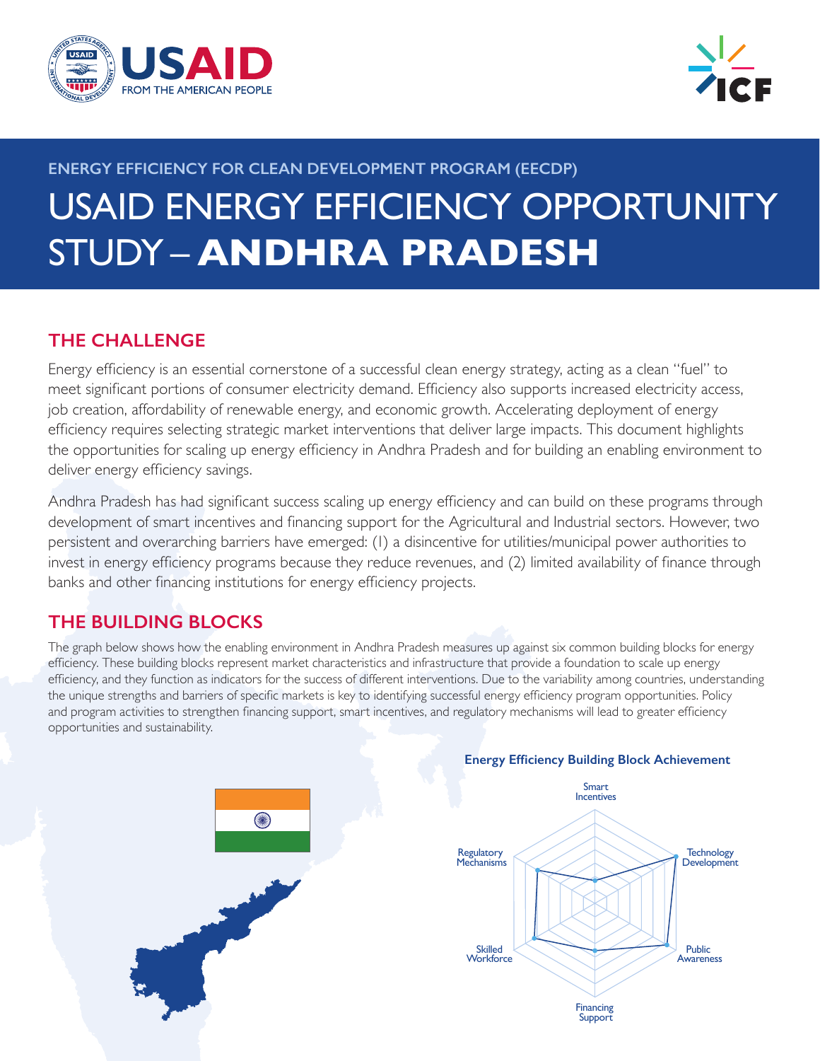ENERGY EFFICIENCY FOR CLEAN DEVELOPMENT PROGRAM (EECDP)

# USAID ENERGY EFFICIENCY OPPORTUNITY STUDY – **ANDHRA PRADESH**

## THE CHALLENGE

Energy efficiency is an essential cornerstone of a successful clean energy strategy, acting as a clean "fuel" to meet significant portions of consumer electricity demand. Efficiency also supports increased electricity access, job creation, affordability of renewable energy, and economic growth. Accelerating deployment of energy efficiency requires selecting strategic market interventions that deliver large impacts. This document highlights the opportunities for scaling up energy efficiency in Andhra Pradesh and for building an enabling environment to deliver energy efficiency savings.

Andhra Pradesh has had significant success scaling up energy efficiency and can build on these programs through development of smart incentives and financing support for the Agricultural and Industrial sectors. However, two persistent and overarching barriers have emerged: (1) a disincentive for utilities/municipal power authorities to invest in energy efficiency programs because they reduce revenues, and (2) limited availability of finance through banks and other financing institutions for energy efficiency projects.

## THE BUILDING BLOCKS

The graph below shows how the enabling environment in Andhra Pradesh measures up against six common building blocks for energy efficiency. These building blocks represent market characteristics and infrastructure that provide a foundation to scale up energy efficiency, and they function as indicators for the success of different interventions. Due to the variability among countries, understanding the unique strengths and barriers of specific markets is key to identifying successful energy efficiency program opportunities. Policy and program activities to strengthen financing support, smart incentives, and regulatory mechanisms will lead to greater efficiency opportunities and sustainability.

**Energy Efficiency Building Block Achievement**

Smart Incentives · Technology Development · Public Awareness · Financing Support · Skilled Workforce · Regulatory Mechanisms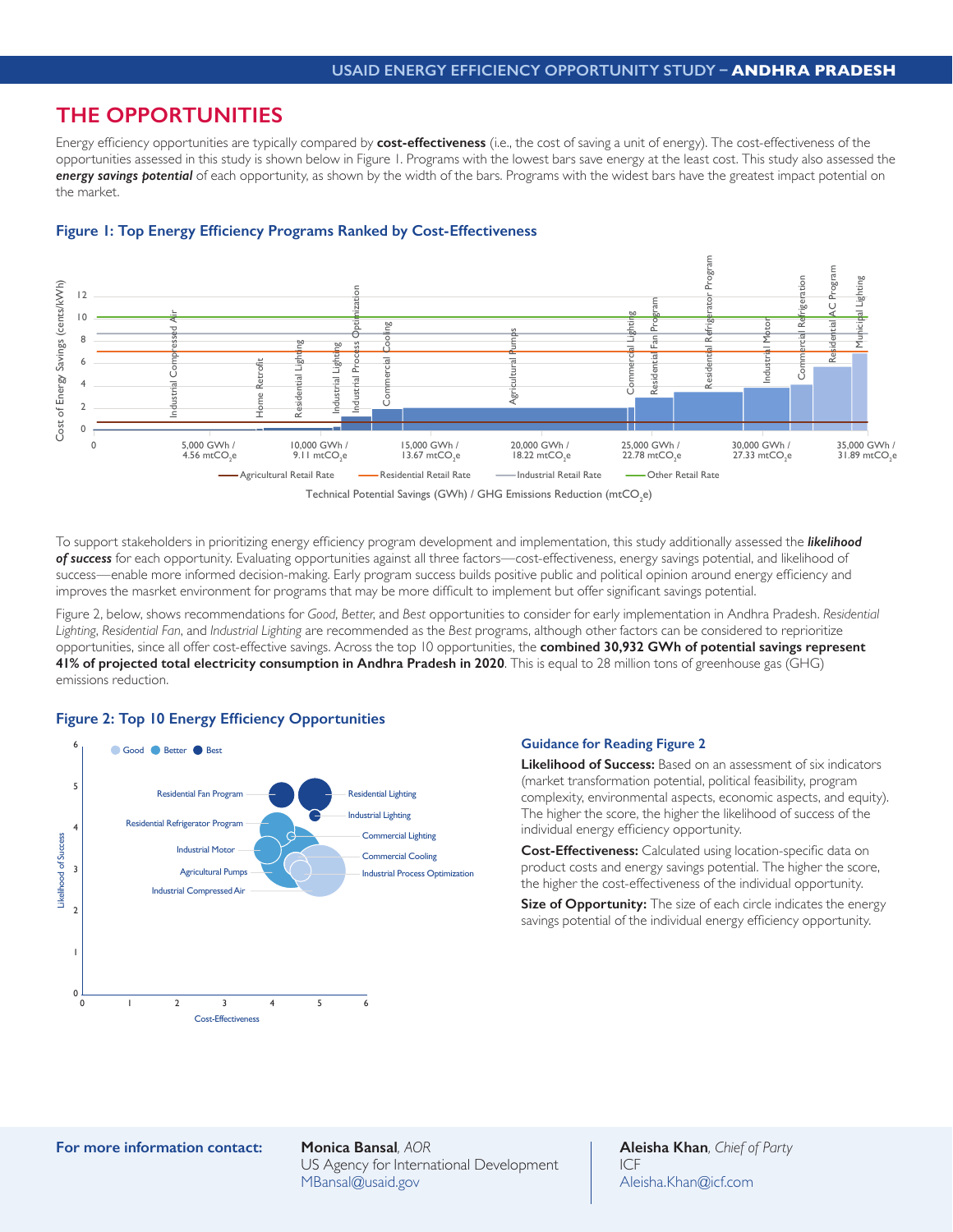## THE OPPORTUNITIES

Energy efficiency opportunities are typically compared by **cost-effectiveness** (i.e., the cost of saving a unit of energy). The cost-effectiveness of the opportunities assessed in this study is shown below in Figure 1. Programs with the lowest bars save energy at the least cost. This study also assessed the ***energy savings potential*** of each opportunity, as shown by the width of the bars. Programs with the widest bars have the greatest impact potential on the market.

### Figure 1: Top Energy Efficiency Programs Ranked by Cost-Effectiveness

Cost of Energy Savings (cents/kWh)

12
10
8
6
4
2
0

Industrial Compressed Air
Home Retrofit
Residential Lighting
Industrial Lighting
Industrial Process Optimization
Commercial Cooling
Agricultural Pumps
Commercial Lighting
Residential Fan Program
Residential Refrigerator Program
Industrial Motor
Commercial Refrigeration
Residential AC Program
Municipal Lighting

0
5,000 GWh / 4.56 $mtCO_2e$
10,000 GWh / 9.11 $mtCO_2e$
15,000 GWh / 13.67 $mtCO_2e$
20,000 GWh / 18.22 $mtCO_2e$
25,000 GWh / 22.78 $mtCO_2e$
30,000 GWh / 27.33 $mtCO_2e$
35,000 GWh / 31.89 $mtCO_2e$

Agricultural Retail Rate
Residential Retail Rate
Industrial Retail Rate
Other Retail Rate

Technical Potential Savings (GWh) / GHG Emissions Reduction ($mtCO_2e$)

To support stakeholders in prioritizing energy efficiency program development and implementation, this study additionally assessed the ***likelihood of success*** for each opportunity. Evaluating opportunities against all three factors—cost-effectiveness, energy savings potential, and likelihood of success—enable more informed decision-making. Early program success builds positive public and political opinion around energy efficiency and improves the masrket environment for programs that may be more difficult to implement but offer significant savings potential.

Figure 2, below, shows recommendations for *Good*, *Better*, and *Best* opportunities to consider for early implementation in Andhra Pradesh. *Residential Lighting*, *Residential Fan*, and *Industrial Lighting* are recommended as the *Best* programs, although other factors can be considered to reprioritize opportunities, since all offer cost-effective savings. Across the top 10 opportunities, the **combined 30,932 GWh of potential savings represent 41% of projected total electricity consumption in Andhra Pradesh in 2020**. This is equal to 28 million tons of greenhouse gas (GHG) emissions reduction.

### Figure 2: Top 10 Energy Efficiency Opportunities

Good Better Best

Likelihood of Success

6
5
4
3
2
1
0

Residential Fan Program
Residential Refrigerator Program
Industrial Motor
Agricultural Pumps
Industrial Compressed Air
Residential Lighting
Industrial Lighting
Commercial Lighting
Commercial Cooling
Industrial Process Optimization

0 1 2 3 4 5 6

Cost-Effectiveness

#### Guidance for Reading Figure 2

**Likelihood of Success:** Based on an assessment of six indicators (market transformation potential, political feasibility, program complexity, environmental aspects, economic aspects, and equity). The higher the score, the higher the likelihood of success of the individual energy efficiency opportunity.

**Cost-Effectiveness:** Calculated using location-specific data on product costs and energy savings potential. The higher the score, the higher the cost-effectiveness of the individual opportunity.

**Size of Opportunity:** The size of each circle indicates the energy savings potential of the individual energy efficiency opportunity.

**For more information contact:**

**Monica Bansal**, *AOR*
US Agency for International Development
MBansal@usaid.gov

**Aleisha Khan**, *Chief of Party*
ICF
Aleisha.Khan@icf.com